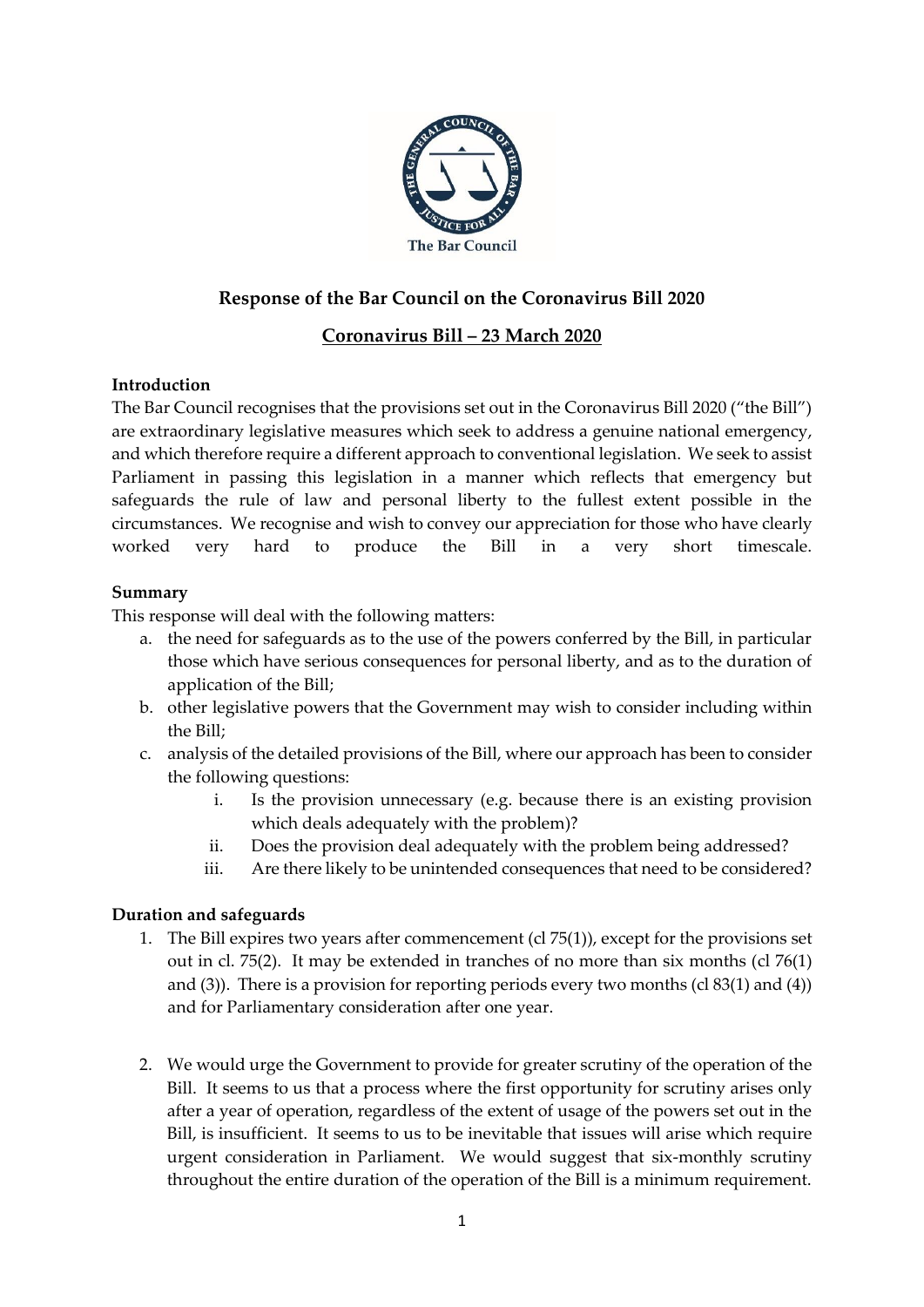# Response of the Bar Council on the Coronavirus Bill 2020

## Coronavirus Bill – 23 March 2020

**Introduction**

The Bar Council recognises that the provisions set out in the Coronavirus Bill 2020 ("the Bill") are extraordinary legislative measures which seek to address a genuine national emergency, and which therefore require a different approach to conventional legislation. We seek to assist Parliament in passing this legislation in a manner which reflects that emergency but safeguards the rule of law and personal liberty to the fullest extent possible in the circumstances. We recognise and wish to convey our appreciation for those who have clearly worked very hard to produce the Bill in a very short timescale.

**Summary**

This response will deal with the following matters:

a. the need for safeguards as to the use of the powers conferred by the Bill, in particular those which have serious consequences for personal liberty, and as to the duration of application of the Bill;
b. other legislative powers that the Government may wish to consider including within the Bill;
c. analysis of the detailed provisions of the Bill, where our approach has been to consider the following questions:
    i. Is the provision unnecessary (e.g. because there is an existing provision which deals adequately with the problem)?
    ii. Does the provision deal adequately with the problem being addressed?
    iii. Are there likely to be unintended consequences that need to be considered?

**Duration and safeguards**

1. The Bill expires two years after commencement (cl 75(1)), except for the provisions set out in cl. 75(2). It may be extended in tranches of no more than six months (cl 76(1) and (3)). There is a provision for reporting periods every two months (cl 83(1) and (4)) and for Parliamentary consideration after one year.

2. We would urge the Government to provide for greater scrutiny of the operation of the Bill. It seems to us that a process where the first opportunity for scrutiny arises only after a year of operation, regardless of the extent of usage of the powers set out in the Bill, is insufficient. It seems to us to be inevitable that issues will arise which require urgent consideration in Parliament. We would suggest that six-monthly scrutiny throughout the entire duration of the operation of the Bill is a minimum requirement.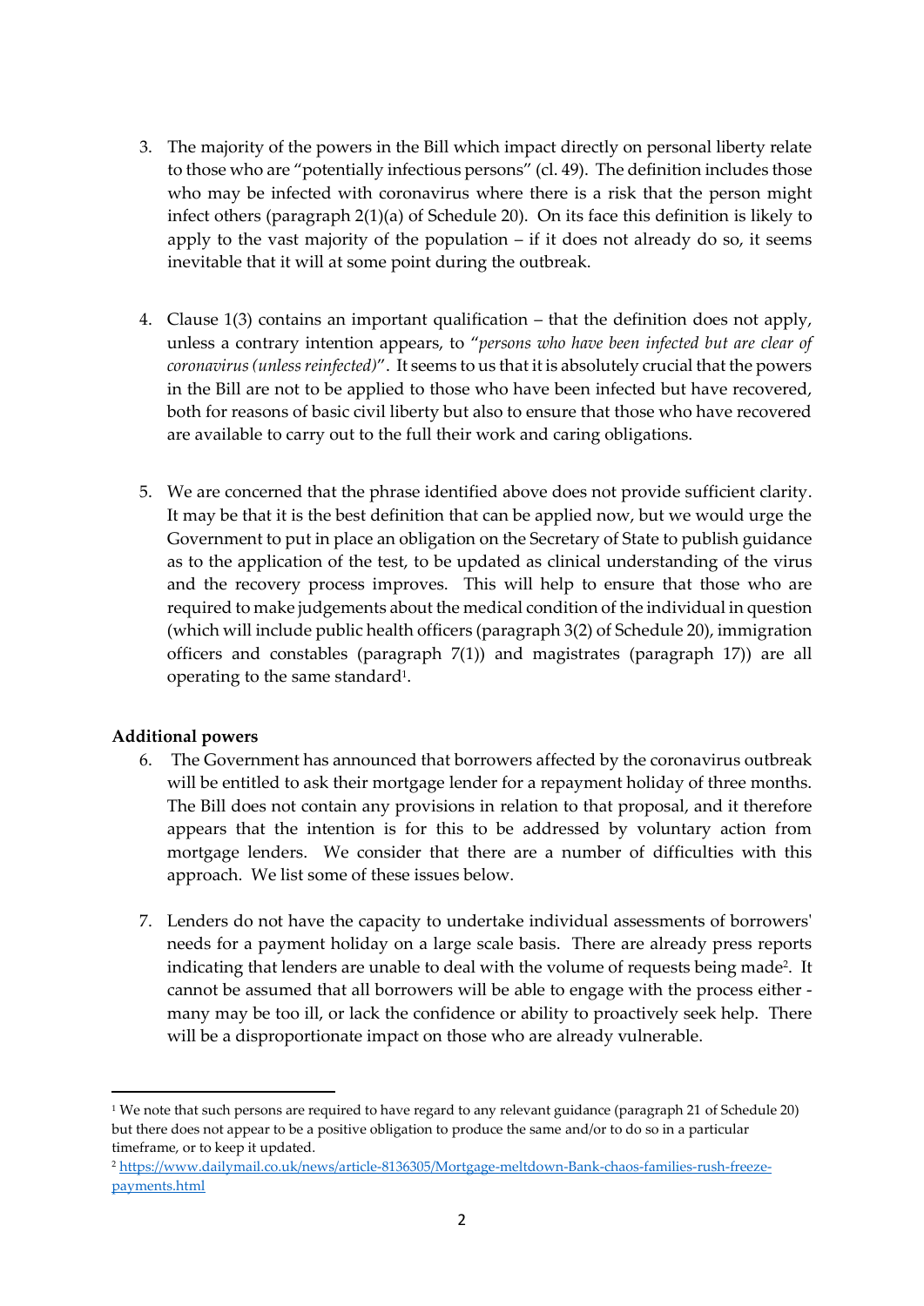3. The majority of the powers in the Bill which impact directly on personal liberty relate to those who are "potentially infectious persons" (cl. 49). The definition includes those who may be infected with coronavirus where there is a risk that the person might infect others (paragraph 2(1)(a) of Schedule 20). On its face this definition is likely to apply to the vast majority of the population – if it does not already do so, it seems inevitable that it will at some point during the outbreak.

4. Clause 1(3) contains an important qualification – that the definition does not apply, unless a contrary intention appears, to "*persons who have been infected but are clear of coronavirus (unless reinfected)*". It seems to us that it is absolutely crucial that the powers in the Bill are not to be applied to those who have been infected but have recovered, both for reasons of basic civil liberty but also to ensure that those who have recovered are available to carry out to the full their work and caring obligations.

5. We are concerned that the phrase identified above does not provide sufficient clarity. It may be that it is the best definition that can be applied now, but we would urge the Government to put in place an obligation on the Secretary of State to publish guidance as to the application of the test, to be updated as clinical understanding of the virus and the recovery process improves. This will help to ensure that those who are required to make judgements about the medical condition of the individual in question (which will include public health officers (paragraph 3(2) of Schedule 20), immigration officers and constables (paragraph 7(1)) and magistrates (paragraph 17)) are all operating to the same standard[1].

**Additional powers**

6. The Government has announced that borrowers affected by the coronavirus outbreak will be entitled to ask their mortgage lender for a repayment holiday of three months. The Bill does not contain any provisions in relation to that proposal, and it therefore appears that the intention is for this to be addressed by voluntary action from mortgage lenders. We consider that there are a number of difficulties with this approach. We list some of these issues below.

7. Lenders do not have the capacity to undertake individual assessments of borrowers' needs for a payment holiday on a large scale basis. There are already press reports indicating that lenders are unable to deal with the volume of requests being made[2]. It cannot be assumed that all borrowers will be able to engage with the process either - many may be too ill, or lack the confidence or ability to proactively seek help. There will be a disproportionate impact on those who are already vulnerable.

---

[1] We note that such persons are required to have regard to any relevant guidance (paragraph 21 of Schedule 20) but there does not appear to be a positive obligation to produce the same and/or to do so in a particular timeframe, or to keep it updated.

[2] https://www.dailymail.co.uk/news/article-8136305/Mortgage-meltdown-Bank-chaos-families-rush-freeze-payments.html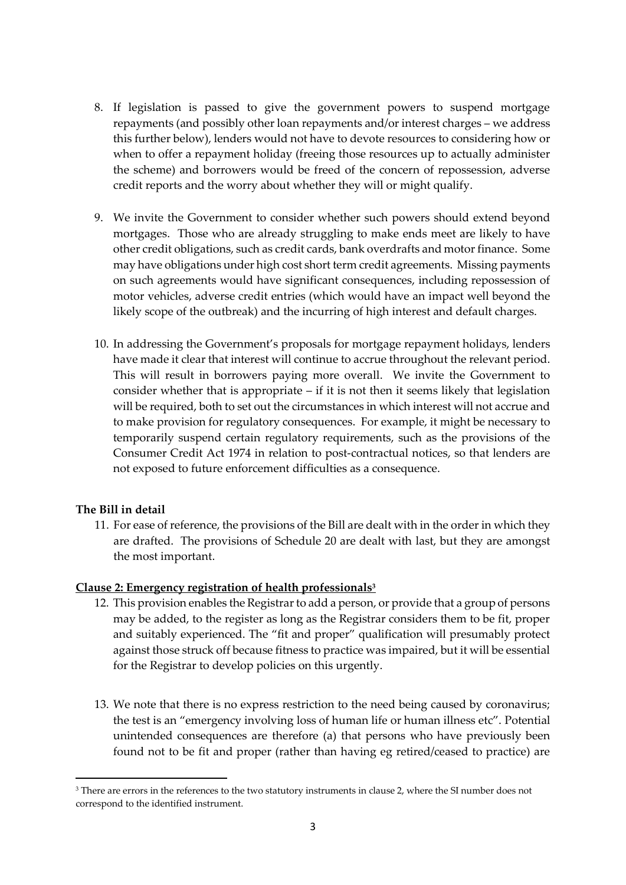8. If legislation is passed to give the government powers to suspend mortgage repayments (and possibly other loan repayments and/or interest charges – we address this further below), lenders would not have to devote resources to considering how or when to offer a repayment holiday (freeing those resources up to actually administer the scheme) and borrowers would be freed of the concern of repossession, adverse credit reports and the worry about whether they will or might qualify.

9. We invite the Government to consider whether such powers should extend beyond mortgages. Those who are already struggling to make ends meet are likely to have other credit obligations, such as credit cards, bank overdrafts and motor finance. Some may have obligations under high cost short term credit agreements. Missing payments on such agreements would have significant consequences, including repossession of motor vehicles, adverse credit entries (which would have an impact well beyond the likely scope of the outbreak) and the incurring of high interest and default charges.

10. In addressing the Government's proposals for mortgage repayment holidays, lenders have made it clear that interest will continue to accrue throughout the relevant period. This will result in borrowers paying more overall. We invite the Government to consider whether that is appropriate – if it is not then it seems likely that legislation will be required, both to set out the circumstances in which interest will not accrue and to make provision for regulatory consequences. For example, it might be necessary to temporarily suspend certain regulatory requirements, such as the provisions of the Consumer Credit Act 1974 in relation to post-contractual notices, so that lenders are not exposed to future enforcement difficulties as a consequence.

**The Bill in detail**

11. For ease of reference, the provisions of the Bill are dealt with in the order in which they are drafted. The provisions of Schedule 20 are dealt with last, but they are amongst the most important.

**Clause 2: Emergency registration of health professionals[3]**

12. This provision enables the Registrar to add a person, or provide that a group of persons may be added, to the register as long as the Registrar considers them to be fit, proper and suitably experienced. The "fit and proper" qualification will presumably protect against those struck off because fitness to practice was impaired, but it will be essential for the Registrar to develop policies on this urgently.

13. We note that there is no express restriction to the need being caused by coronavirus; the test is an "emergency involving loss of human life or human illness etc". Potential unintended consequences are therefore (a) that persons who have previously been found not to be fit and proper (rather than having eg retired/ceased to practice) are

[3] There are errors in the references to the two statutory instruments in clause 2, where the SI number does not correspond to the identified instrument.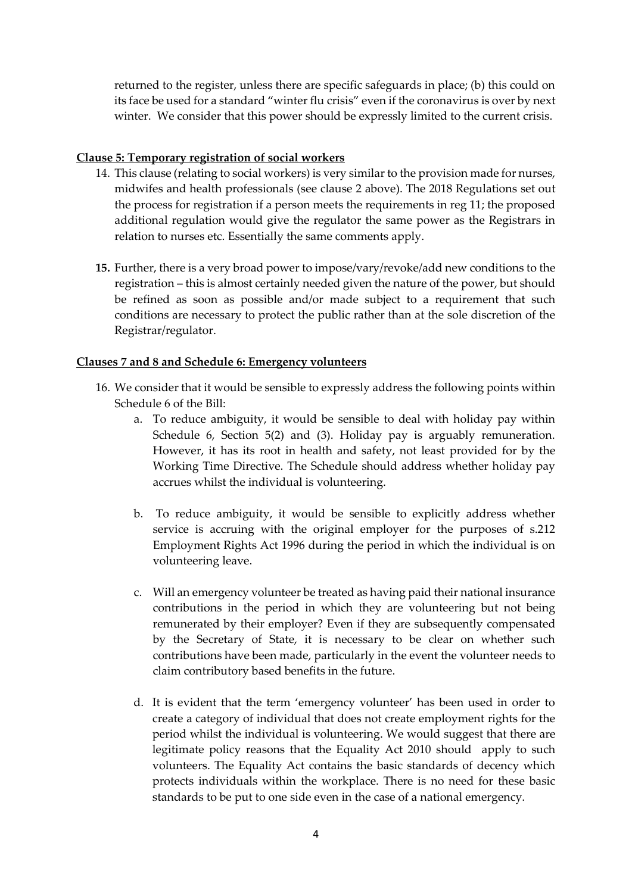returned to the register, unless there are specific safeguards in place; (b) this could on its face be used for a standard "winter flu crisis" even if the coronavirus is over by next winter. We consider that this power should be expressly limited to the current crisis.

**Clause 5: Temporary registration of social workers**

14. This clause (relating to social workers) is very similar to the provision made for nurses, midwifes and health professionals (see clause 2 above). The 2018 Regulations set out the process for registration if a person meets the requirements in reg 11; the proposed additional regulation would give the regulator the same power as the Registrars in relation to nurses etc. Essentially the same comments apply.

15. Further, there is a very broad power to impose/vary/revoke/add new conditions to the registration – this is almost certainly needed given the nature of the power, but should be refined as soon as possible and/or made subject to a requirement that such conditions are necessary to protect the public rather than at the sole discretion of the Registrar/regulator.

**Clauses 7 and 8 and Schedule 6: Emergency volunteers**

16. We consider that it would be sensible to expressly address the following points within Schedule 6 of the Bill:
    a. To reduce ambiguity, it would be sensible to deal with holiday pay within Schedule 6, Section 5(2) and (3). Holiday pay is arguably remuneration. However, it has its root in health and safety, not least provided for by the Working Time Directive. The Schedule should address whether holiday pay accrues whilst the individual is volunteering.

    b. To reduce ambiguity, it would be sensible to explicitly address whether service is accruing with the original employer for the purposes of s.212 Employment Rights Act 1996 during the period in which the individual is on volunteering leave.

    c. Will an emergency volunteer be treated as having paid their national insurance contributions in the period in which they are volunteering but not being remunerated by their employer? Even if they are subsequently compensated by the Secretary of State, it is necessary to be clear on whether such contributions have been made, particularly in the event the volunteer needs to claim contributory based benefits in the future.

    d. It is evident that the term 'emergency volunteer' has been used in order to create a category of individual that does not create employment rights for the period whilst the individual is volunteering. We would suggest that there are legitimate policy reasons that the Equality Act 2010 should apply to such volunteers. The Equality Act contains the basic standards of decency which protects individuals within the workplace. There is no need for these basic standards to be put to one side even in the case of a national emergency.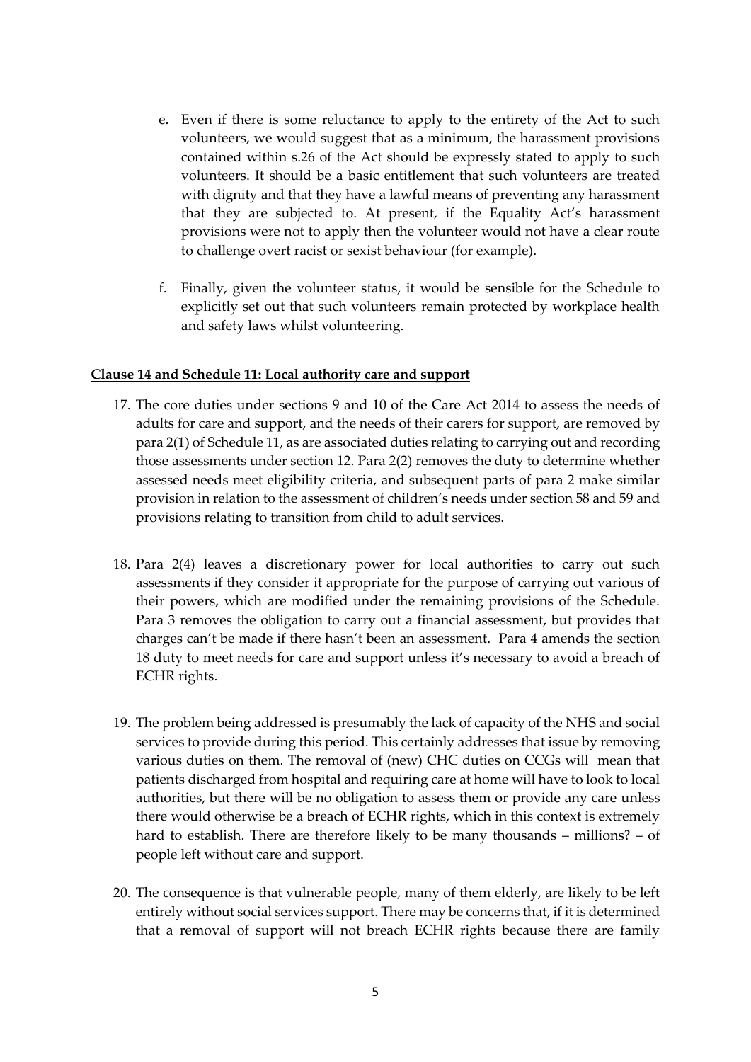e. Even if there is some reluctance to apply to the entirety of the Act to such volunteers, we would suggest that as a minimum, the harassment provisions contained within s.26 of the Act should be expressly stated to apply to such volunteers. It should be a basic entitlement that such volunteers are treated with dignity and that they have a lawful means of preventing any harassment that they are subjected to. At present, if the Equality Act's harassment provisions were not to apply then the volunteer would not have a clear route to challenge overt racist or sexist behaviour (for example).

f. Finally, given the volunteer status, it would be sensible for the Schedule to explicitly set out that such volunteers remain protected by workplace health and safety laws whilst volunteering.

**Clause 14 and Schedule 11: Local authority care and support**

17. The core duties under sections 9 and 10 of the Care Act 2014 to assess the needs of adults for care and support, and the needs of their carers for support, are removed by para 2(1) of Schedule 11, as are associated duties relating to carrying out and recording those assessments under section 12. Para 2(2) removes the duty to determine whether assessed needs meet eligibility criteria, and subsequent parts of para 2 make similar provision in relation to the assessment of children's needs under section 58 and 59 and provisions relating to transition from child to adult services.

18. Para 2(4) leaves a discretionary power for local authorities to carry out such assessments if they consider it appropriate for the purpose of carrying out various of their powers, which are modified under the remaining provisions of the Schedule. Para 3 removes the obligation to carry out a financial assessment, but provides that charges can't be made if there hasn't been an assessment. Para 4 amends the section 18 duty to meet needs for care and support unless it's necessary to avoid a breach of ECHR rights.

19. The problem being addressed is presumably the lack of capacity of the NHS and social services to provide during this period. This certainly addresses that issue by removing various duties on them. The removal of (new) CHC duties on CCGs will mean that patients discharged from hospital and requiring care at home will have to look to local authorities, but there will be no obligation to assess them or provide any care unless there would otherwise be a breach of ECHR rights, which in this context is extremely hard to establish. There are therefore likely to be many thousands – millions? – of people left without care and support.

20. The consequence is that vulnerable people, many of them elderly, are likely to be left entirely without social services support. There may be concerns that, if it is determined that a removal of support will not breach ECHR rights because there are family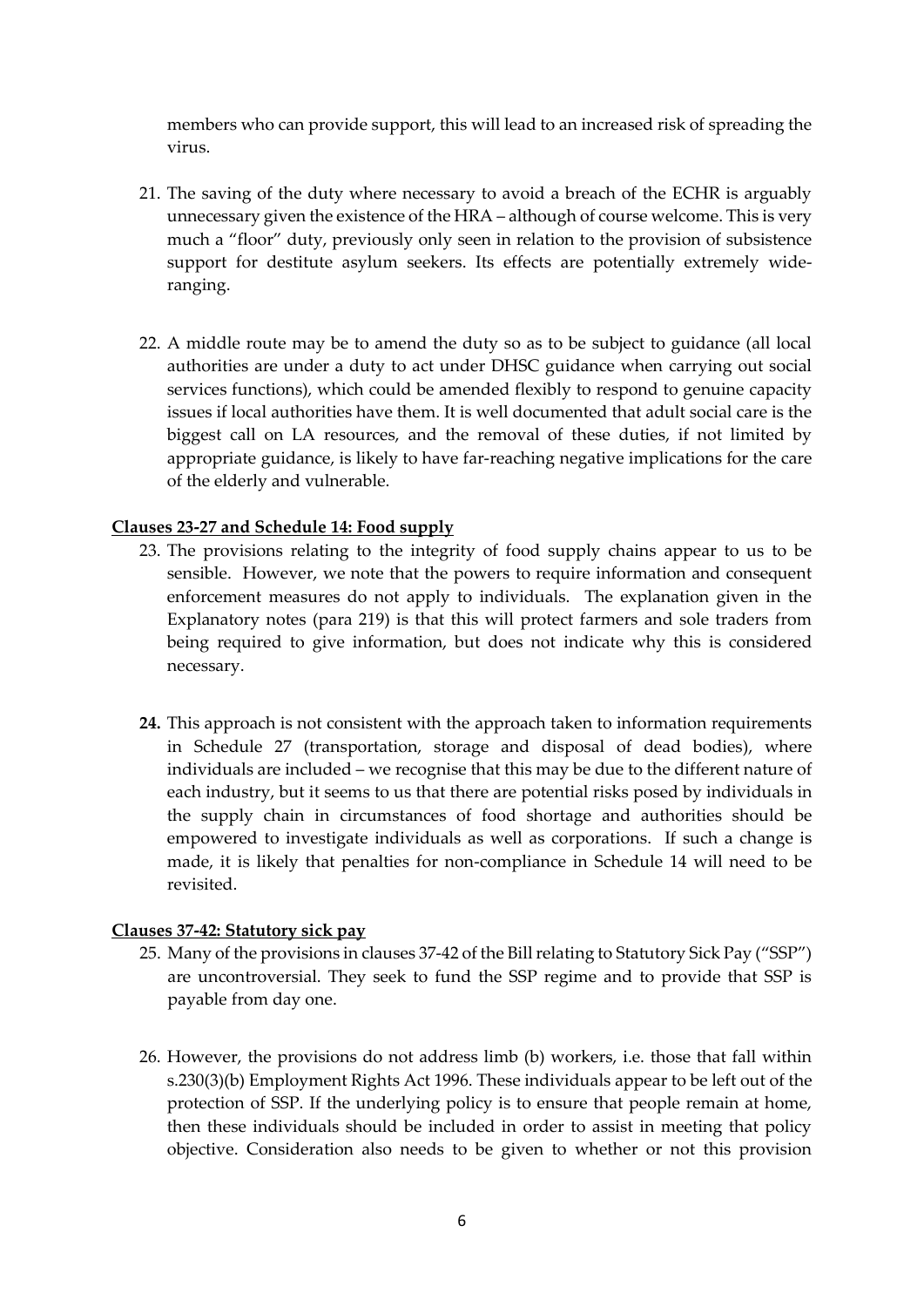members who can provide support, this will lead to an increased risk of spreading the virus.

21. The saving of the duty where necessary to avoid a breach of the ECHR is arguably unnecessary given the existence of the HRA – although of course welcome. This is very much a "floor" duty, previously only seen in relation to the provision of subsistence support for destitute asylum seekers. Its effects are potentially extremely wide-ranging.

22. A middle route may be to amend the duty so as to be subject to guidance (all local authorities are under a duty to act under DHSC guidance when carrying out social services functions), which could be amended flexibly to respond to genuine capacity issues if local authorities have them. It is well documented that adult social care is the biggest call on LA resources, and the removal of these duties, if not limited by appropriate guidance, is likely to have far-reaching negative implications for the care of the elderly and vulnerable.

**Clauses 23-27 and Schedule 14: Food supply**

23. The provisions relating to the integrity of food supply chains appear to us to be sensible. However, we note that the powers to require information and consequent enforcement measures do not apply to individuals. The explanation given in the Explanatory notes (para 219) is that this will protect farmers and sole traders from being required to give information, but does not indicate why this is considered necessary.

**24.** This approach is not consistent with the approach taken to information requirements in Schedule 27 (transportation, storage and disposal of dead bodies), where individuals are included – we recognise that this may be due to the different nature of each industry, but it seems to us that there are potential risks posed by individuals in the supply chain in circumstances of food shortage and authorities should be empowered to investigate individuals as well as corporations. If such a change is made, it is likely that penalties for non-compliance in Schedule 14 will need to be revisited.

**Clauses 37-42: Statutory sick pay**

25. Many of the provisions in clauses 37-42 of the Bill relating to Statutory Sick Pay ("SSP") are uncontroversial. They seek to fund the SSP regime and to provide that SSP is payable from day one.

26. However, the provisions do not address limb (b) workers, i.e. those that fall within s.230(3)(b) Employment Rights Act 1996. These individuals appear to be left out of the protection of SSP. If the underlying policy is to ensure that people remain at home, then these individuals should be included in order to assist in meeting that policy objective. Consideration also needs to be given to whether or not this provision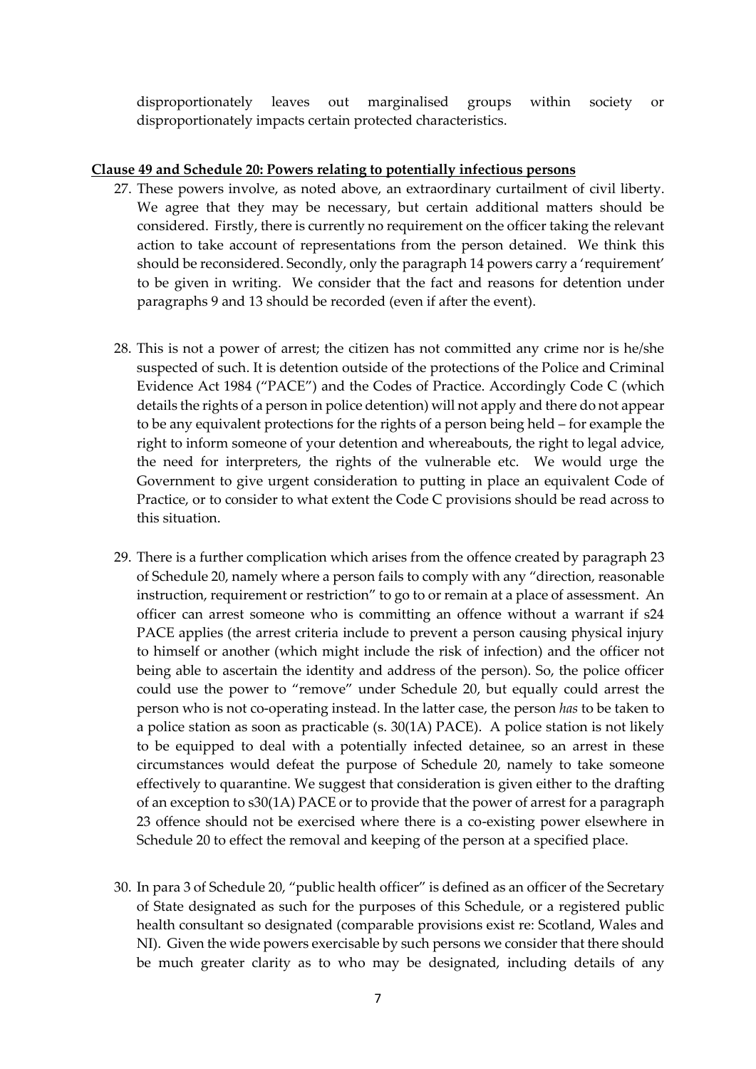disproportionately leaves out marginalised groups within society or disproportionately impacts certain protected characteristics.

**Clause 49 and Schedule 20: Powers relating to potentially infectious persons**

27. These powers involve, as noted above, an extraordinary curtailment of civil liberty. We agree that they may be necessary, but certain additional matters should be considered. Firstly, there is currently no requirement on the officer taking the relevant action to take account of representations from the person detained. We think this should be reconsidered. Secondly, only the paragraph 14 powers carry a 'requirement' to be given in writing. We consider that the fact and reasons for detention under paragraphs 9 and 13 should be recorded (even if after the event).

28. This is not a power of arrest; the citizen has not committed any crime nor is he/she suspected of such. It is detention outside of the protections of the Police and Criminal Evidence Act 1984 ("PACE") and the Codes of Practice. Accordingly Code C (which details the rights of a person in police detention) will not apply and there do not appear to be any equivalent protections for the rights of a person being held – for example the right to inform someone of your detention and whereabouts, the right to legal advice, the need for interpreters, the rights of the vulnerable etc. We would urge the Government to give urgent consideration to putting in place an equivalent Code of Practice, or to consider to what extent the Code C provisions should be read across to this situation.

29. There is a further complication which arises from the offence created by paragraph 23 of Schedule 20, namely where a person fails to comply with any "direction, reasonable instruction, requirement or restriction" to go to or remain at a place of assessment. An officer can arrest someone who is committing an offence without a warrant if s24 PACE applies (the arrest criteria include to prevent a person causing physical injury to himself or another (which might include the risk of infection) and the officer not being able to ascertain the identity and address of the person). So, the police officer could use the power to "remove" under Schedule 20, but equally could arrest the person who is not co-operating instead. In the latter case, the person *has* to be taken to a police station as soon as practicable (s. 30(1A) PACE). A police station is not likely to be equipped to deal with a potentially infected detainee, so an arrest in these circumstances would defeat the purpose of Schedule 20, namely to take someone effectively to quarantine. We suggest that consideration is given either to the drafting of an exception to s30(1A) PACE or to provide that the power of arrest for a paragraph 23 offence should not be exercised where there is a co-existing power elsewhere in Schedule 20 to effect the removal and keeping of the person at a specified place.

30. In para 3 of Schedule 20, "public health officer" is defined as an officer of the Secretary of State designated as such for the purposes of this Schedule, or a registered public health consultant so designated (comparable provisions exist re: Scotland, Wales and NI). Given the wide powers exercisable by such persons we consider that there should be much greater clarity as to who may be designated, including details of any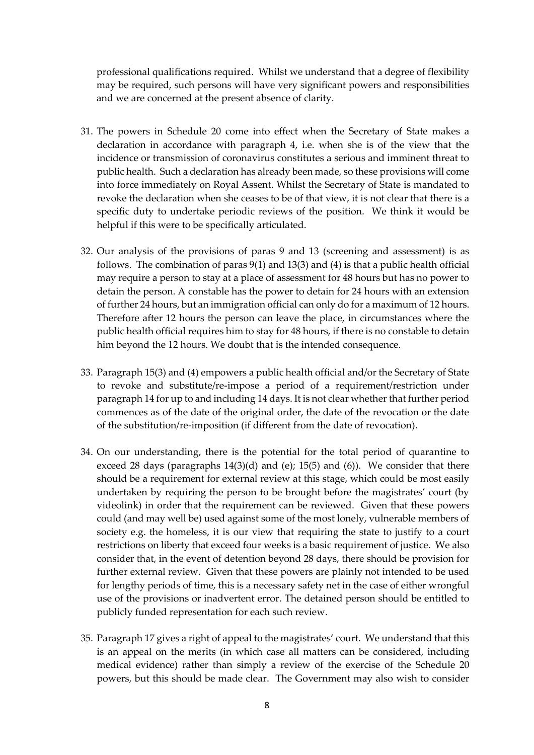professional qualifications required. Whilst we understand that a degree of flexibility may be required, such persons will have very significant powers and responsibilities and we are concerned at the present absence of clarity.

31. The powers in Schedule 20 come into effect when the Secretary of State makes a declaration in accordance with paragraph 4, i.e. when she is of the view that the incidence or transmission of coronavirus constitutes a serious and imminent threat to public health. Such a declaration has already been made, so these provisions will come into force immediately on Royal Assent. Whilst the Secretary of State is mandated to revoke the declaration when she ceases to be of that view, it is not clear that there is a specific duty to undertake periodic reviews of the position. We think it would be helpful if this were to be specifically articulated.

32. Our analysis of the provisions of paras 9 and 13 (screening and assessment) is as follows. The combination of paras 9(1) and 13(3) and (4) is that a public health official may require a person to stay at a place of assessment for 48 hours but has no power to detain the person. A constable has the power to detain for 24 hours with an extension of further 24 hours, but an immigration official can only do for a maximum of 12 hours. Therefore after 12 hours the person can leave the place, in circumstances where the public health official requires him to stay for 48 hours, if there is no constable to detain him beyond the 12 hours. We doubt that is the intended consequence.

33. Paragraph 15(3) and (4) empowers a public health official and/or the Secretary of State to revoke and substitute/re-impose a period of a requirement/restriction under paragraph 14 for up to and including 14 days. It is not clear whether that further period commences as of the date of the original order, the date of the revocation or the date of the substitution/re-imposition (if different from the date of revocation).

34. On our understanding, there is the potential for the total period of quarantine to exceed 28 days (paragraphs 14(3)(d) and (e); 15(5) and (6)). We consider that there should be a requirement for external review at this stage, which could be most easily undertaken by requiring the person to be brought before the magistrates' court (by videolink) in order that the requirement can be reviewed. Given that these powers could (and may well be) used against some of the most lonely, vulnerable members of society e.g. the homeless, it is our view that requiring the state to justify to a court restrictions on liberty that exceed four weeks is a basic requirement of justice. We also consider that, in the event of detention beyond 28 days, there should be provision for further external review. Given that these powers are plainly not intended to be used for lengthy periods of time, this is a necessary safety net in the case of either wrongful use of the provisions or inadvertent error. The detained person should be entitled to publicly funded representation for each such review.

35. Paragraph 17 gives a right of appeal to the magistrates' court. We understand that this is an appeal on the merits (in which case all matters can be considered, including medical evidence) rather than simply a review of the exercise of the Schedule 20 powers, but this should be made clear. The Government may also wish to consider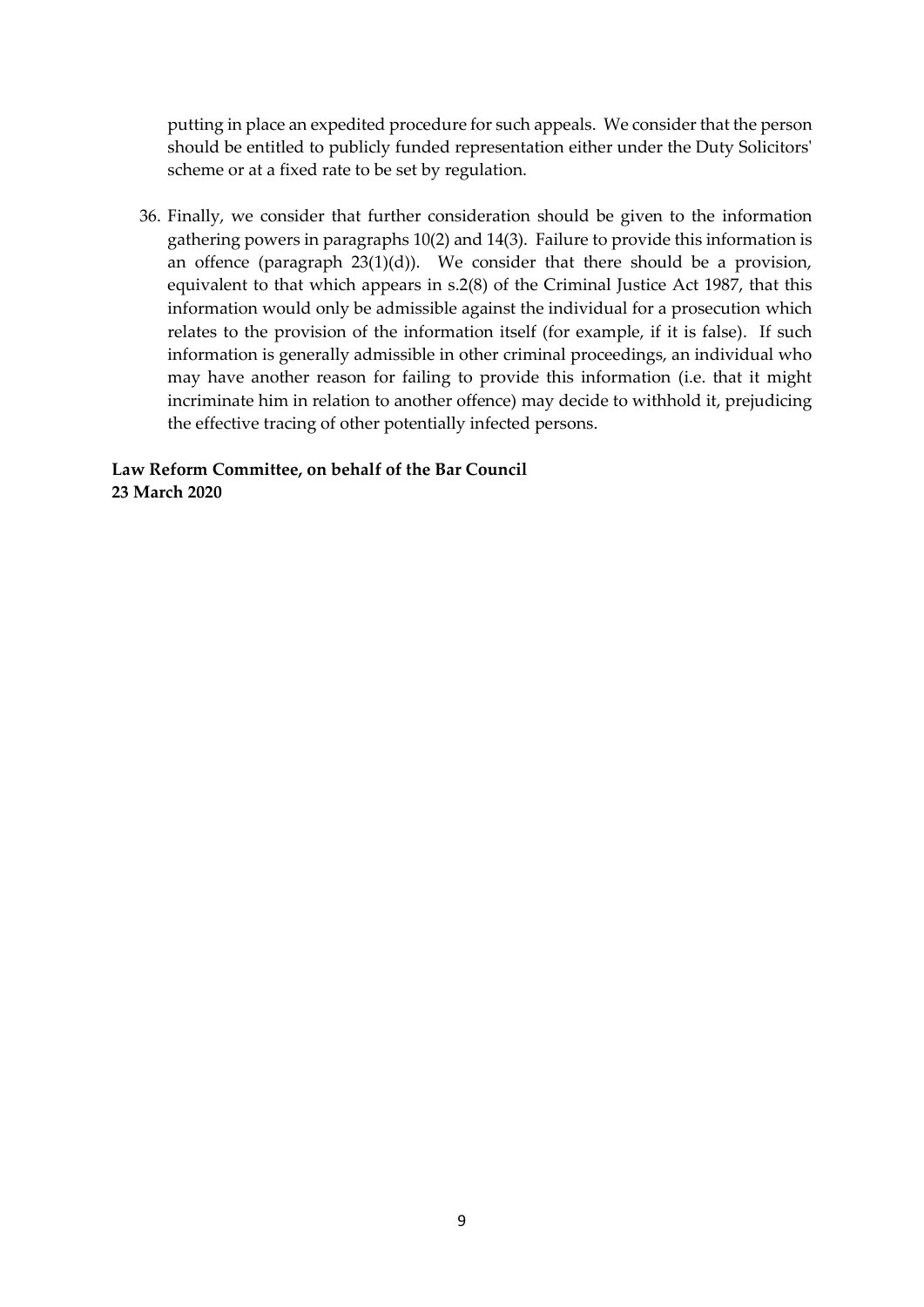putting in place an expedited procedure for such appeals. We consider that the person should be entitled to publicly funded representation either under the Duty Solicitors' scheme or at a fixed rate to be set by regulation.

36. Finally, we consider that further consideration should be given to the information gathering powers in paragraphs 10(2) and 14(3). Failure to provide this information is an offence (paragraph 23(1)(d)). We consider that there should be a provision, equivalent to that which appears in s.2(8) of the Criminal Justice Act 1987, that this information would only be admissible against the individual for a prosecution which relates to the provision of the information itself (for example, if it is false). If such information is generally admissible in other criminal proceedings, an individual who may have another reason for failing to provide this information (i.e. that it might incriminate him in relation to another offence) may decide to withhold it, prejudicing the effective tracing of other potentially infected persons.

**Law Reform Committee, on behalf of the Bar Council**
**23 March 2020**